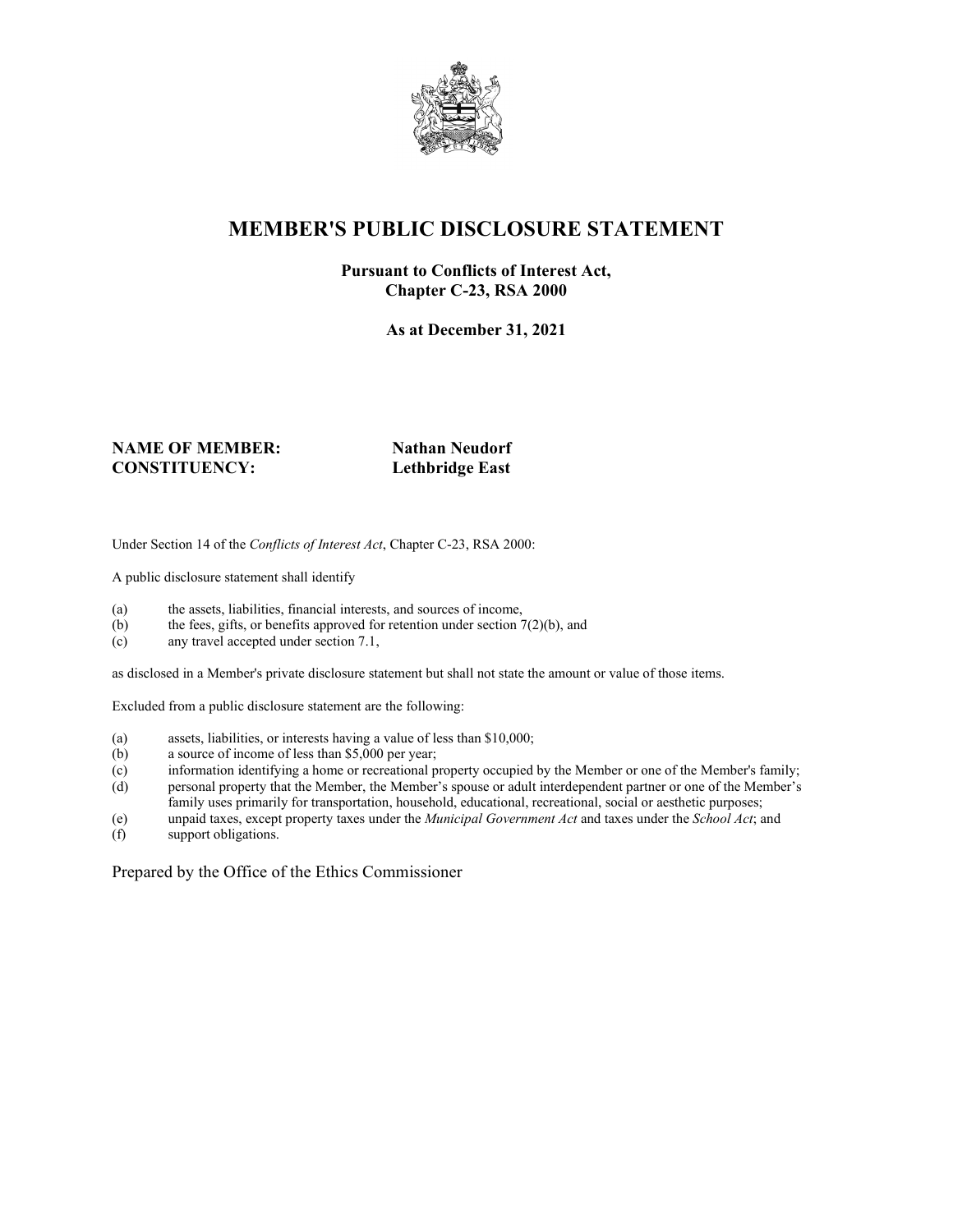# MEMBER'S PUBLIC DISCLOSURE STATEMENT

**Pursuant to Conflicts of Interest Act,**
**Chapter C-23, RSA 2000**

**As at December 31, 2021**

**NAME OF MEMBER:** **Nathan Neudorf**
**CONSTITUENCY:** **Lethbridge East**

Under Section 14 of the *Conflicts of Interest Act*, Chapter C-23, RSA 2000:

A public disclosure statement shall identify

(a) the assets, liabilities, financial interests, and sources of income,
(b) the fees, gifts, or benefits approved for retention under section 7(2)(b), and
(c) any travel accepted under section 7.1,

as disclosed in a Member's private disclosure statement but shall not state the amount or value of those items.

Excluded from a public disclosure statement are the following:

(a) assets, liabilities, or interests having a value of less than $10,000;
(b) a source of income of less than $5,000 per year;
(c) information identifying a home or recreational property occupied by the Member or one of the Member's family;
(d) personal property that the Member, the Member's spouse or adult interdependent partner or one of the Member's family uses primarily for transportation, household, educational, recreational, social or aesthetic purposes;
(e) unpaid taxes, except property taxes under the *Municipal Government Act* and taxes under the *School Act*; and
(f) support obligations.

Prepared by the Office of the Ethics Commissioner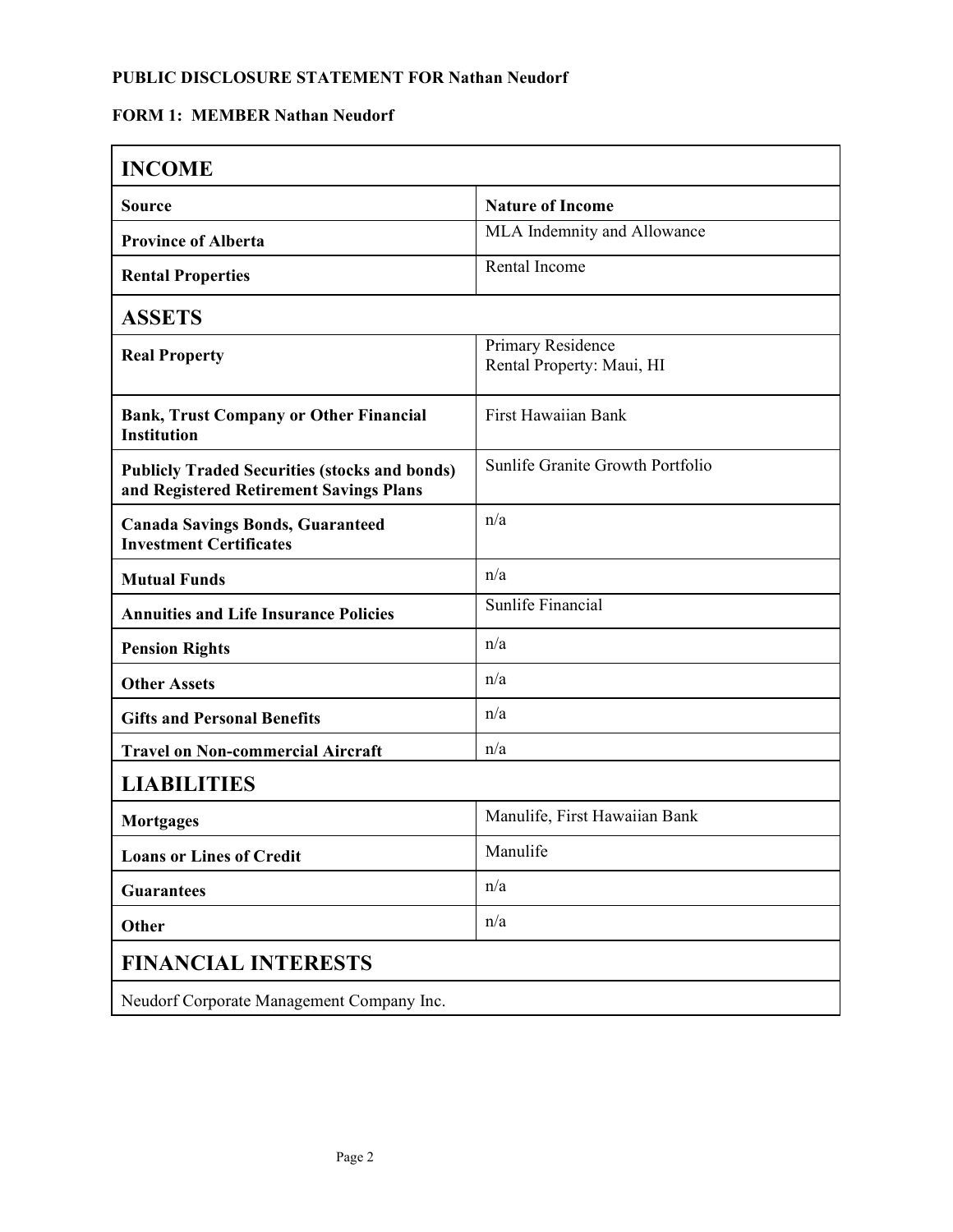**PUBLIC DISCLOSURE STATEMENT FOR Nathan Neudorf**

**FORM 1: MEMBER Nathan Neudorf**

| **INCOME** | |
|---|---|
| **Source** | **Nature of Income** |
| **Province of Alberta** | MLA Indemnity and Allowance |
| **Rental Properties** | Rental Income |
| **ASSETS** | |
| **Real Property** | Primary Residence<br>Rental Property: Maui, HI |
| **Bank, Trust Company or Other Financial Institution** | First Hawaiian Bank |
| **Publicly Traded Securities (stocks and bonds) and Registered Retirement Savings Plans** | Sunlife Granite Growth Portfolio |
| **Canada Savings Bonds, Guaranteed Investment Certificates** | n/a |
| **Mutual Funds** | n/a |
| **Annuities and Life Insurance Policies** | Sunlife Financial |
| **Pension Rights** | n/a |
| **Other Assets** | n/a |
| **Gifts and Personal Benefits** | n/a |
| **Travel on Non-commercial Aircraft** | n/a |
| **LIABILITIES** | |
| **Mortgages** | Manulife, First Hawaiian Bank |
| **Loans or Lines of Credit** | Manulife |
| **Guarantees** | n/a |
| **Other** | n/a |
| **FINANCIAL INTERESTS** | |
| Neudorf Corporate Management Company Inc. | |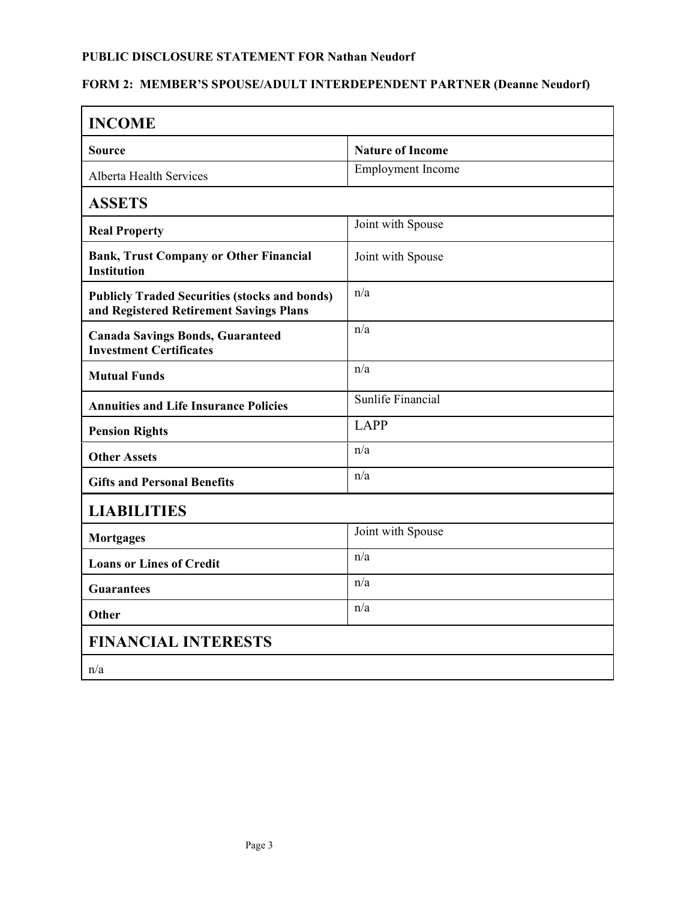**PUBLIC DISCLOSURE STATEMENT FOR Nathan Neudorf**

**FORM 2: MEMBER'S SPOUSE/ADULT INTERDEPENDENT PARTNER (Deanne Neudorf)**

| **INCOME** | |
|---|---|
| **Source** | **Nature of Income** |
| Alberta Health Services | Employment Income |
| **ASSETS** | |
| **Real Property** | Joint with Spouse |
| **Bank, Trust Company or Other Financial Institution** | Joint with Spouse |
| **Publicly Traded Securities (stocks and bonds) and Registered Retirement Savings Plans** | n/a |
| **Canada Savings Bonds, Guaranteed Investment Certificates** | n/a |
| **Mutual Funds** | n/a |
| **Annuities and Life Insurance Policies** | Sunlife Financial |
| **Pension Rights** | LAPP |
| **Other Assets** | n/a |
| **Gifts and Personal Benefits** | n/a |
| **LIABILITIES** | |
| **Mortgages** | Joint with Spouse |
| **Loans or Lines of Credit** | n/a |
| **Guarantees** | n/a |
| **Other** | n/a |
| **FINANCIAL INTERESTS** | |
| n/a | |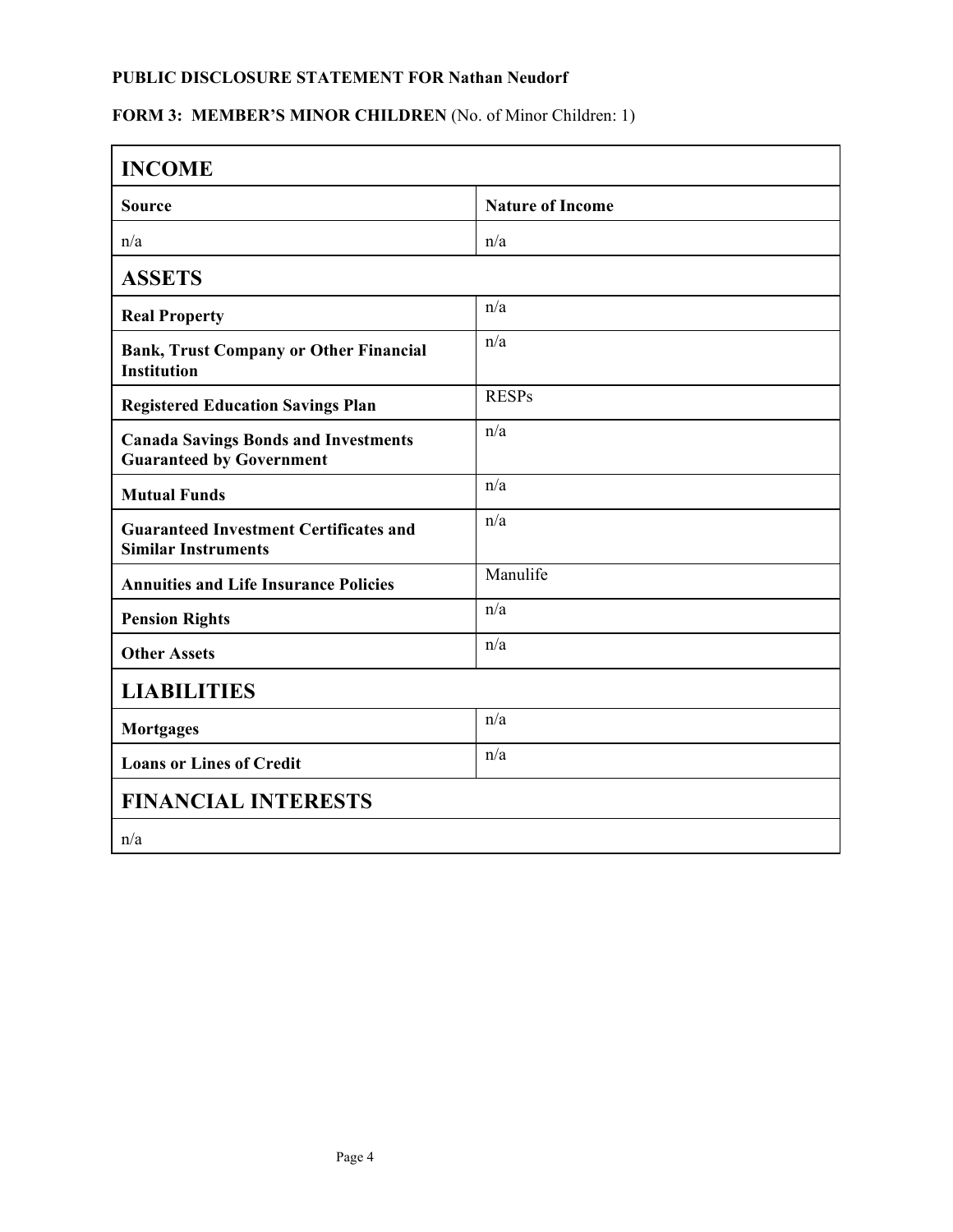**PUBLIC DISCLOSURE STATEMENT FOR Nathan Neudorf**

**FORM 3: MEMBER'S MINOR CHILDREN** (No. of Minor Children: 1)

| **INCOME** | |
|---|---|
| **Source** | **Nature of Income** |
| n/a | n/a |
| **ASSETS** | |
| **Real Property** | n/a |
| **Bank, Trust Company or Other Financial Institution** | n/a |
| **Registered Education Savings Plan** | RESPs |
| **Canada Savings Bonds and Investments Guaranteed by Government** | n/a |
| **Mutual Funds** | n/a |
| **Guaranteed Investment Certificates and Similar Instruments** | n/a |
| **Annuities and Life Insurance Policies** | Manulife |
| **Pension Rights** | n/a |
| **Other Assets** | n/a |
| **LIABILITIES** | |
| **Mortgages** | n/a |
| **Loans or Lines of Credit** | n/a |
| **FINANCIAL INTERESTS** | |
| n/a | |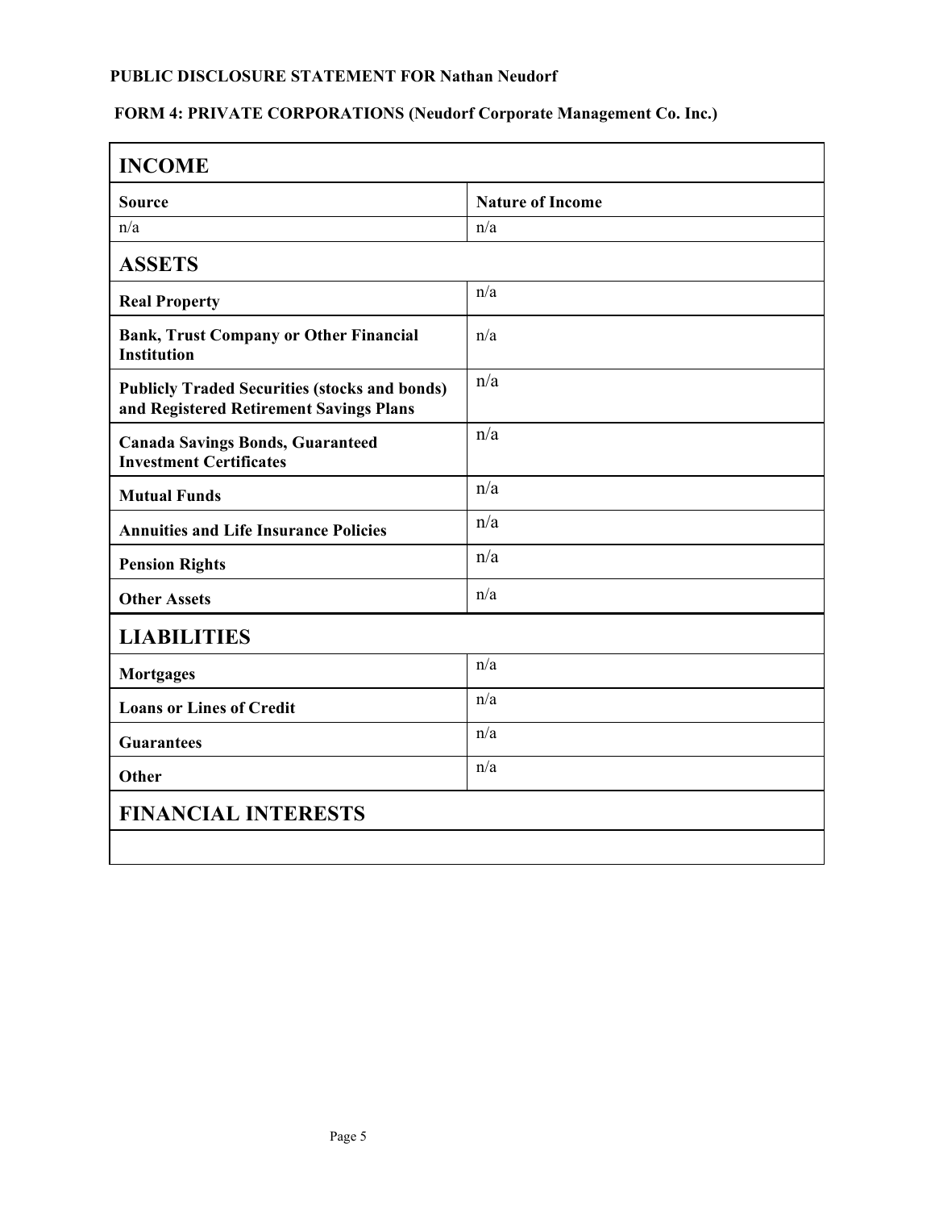**PUBLIC DISCLOSURE STATEMENT FOR Nathan Neudorf**

**FORM 4: PRIVATE CORPORATIONS (Neudorf Corporate Management Co. Inc.)**

| **INCOME** | |
|---|---|
| **Source** | **Nature of Income** |
| n/a | n/a |
| **ASSETS** | |
| **Real Property** | n/a |
| **Bank, Trust Company or Other Financial Institution** | n/a |
| **Publicly Traded Securities (stocks and bonds) and Registered Retirement Savings Plans** | n/a |
| **Canada Savings Bonds, Guaranteed Investment Certificates** | n/a |
| **Mutual Funds** | n/a |
| **Annuities and Life Insurance Policies** | n/a |
| **Pension Rights** | n/a |
| **Other Assets** | n/a |
| **LIABILITIES** | |
| **Mortgages** | n/a |
| **Loans or Lines of Credit** | n/a |
| **Guarantees** | n/a |
| **Other** | n/a |
| **FINANCIAL INTERESTS** | |
| | |